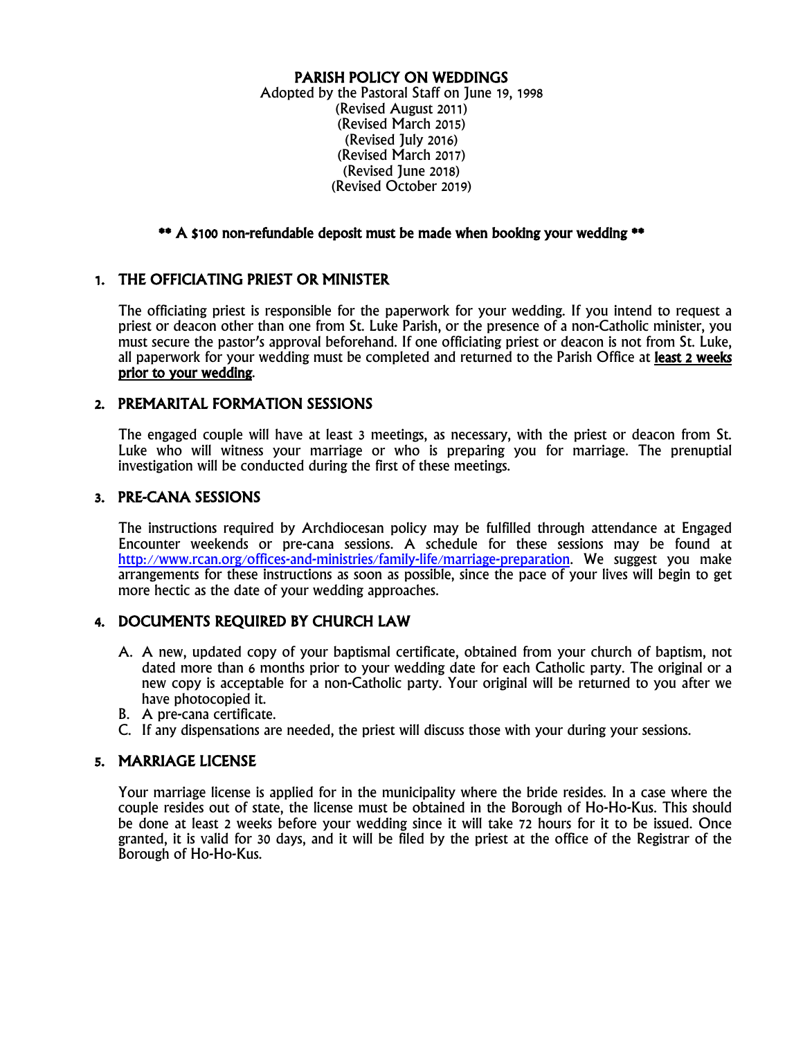# PARISH POLICY ON WEDDINGS

Adopted by the Pastoral Staff on June 19, 1998
(Revised August 2011)
(Revised March 2015)
(Revised July 2016)
(Revised March 2017)
(Revised June 2018)
(Revised October 2019)

**** A $100 non-refundable deposit must be made when booking your wedding ****

## 1. THE OFFICIATING PRIEST OR MINISTER

The officiating priest is responsible for the paperwork for your wedding. If you intend to request a priest or deacon other than one from St. Luke Parish, or the presence of a non-Catholic minister, you must secure the pastor's approval beforehand. If one officiating priest or deacon is not from St. Luke, all paperwork for your wedding must be completed and returned to the Parish Office at **least 2 weeks prior to your wedding**.

## 2. PREMARITAL FORMATION SESSIONS

The engaged couple will have at least 3 meetings, as necessary, with the priest or deacon from St. Luke who will witness your marriage or who is preparing you for marriage. The prenuptial investigation will be conducted during the first of these meetings.

## 3. PRE-CANA SESSIONS

The instructions required by Archdiocesan policy may be fulfilled through attendance at Engaged Encounter weekends or pre-cana sessions. A schedule for these sessions may be found at [http://www.rcan.org/offices-and-ministries/family-life/marriage-preparation](http://www.rcan.org/offices-and-ministries/family-life/marriage-preparation). We suggest you make arrangements for these instructions as soon as possible, since the pace of your lives will begin to get more hectic as the date of your wedding approaches.

## 4. DOCUMENTS REQUIRED BY CHURCH LAW

A. A new, updated copy of your baptismal certificate, obtained from your church of baptism, not dated more than 6 months prior to your wedding date for each Catholic party. The original or a new copy is acceptable for a non-Catholic party. Your original will be returned to you after we have photocopied it.
B. A pre-cana certificate.
C. If any dispensations are needed, the priest will discuss those with your during your sessions.

## 5. MARRIAGE LICENSE

Your marriage license is applied for in the municipality where the bride resides. In a case where the couple resides out of state, the license must be obtained in the Borough of Ho-Ho-Kus. This should be done at least 2 weeks before your wedding since it will take 72 hours for it to be issued. Once granted, it is valid for 30 days, and it will be filed by the priest at the office of the Registrar of the Borough of Ho-Ho-Kus.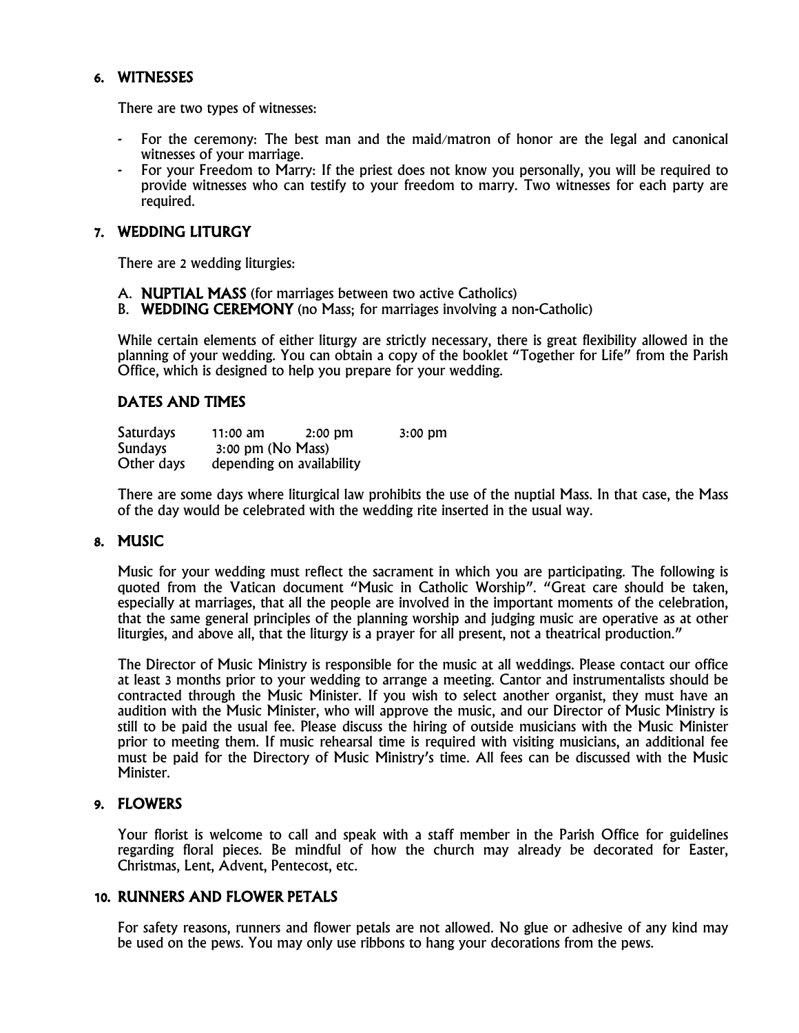## 6. WITNESSES

There are two types of witnesses:

- For the ceremony: The best man and the maid/matron of honor are the legal and canonical witnesses of your marriage.
- For your Freedom to Marry: If the priest does not know you personally, you will be required to provide witnesses who can testify to your freedom to marry. Two witnesses for each party are required.

## 7. WEDDING LITURGY

There are 2 wedding liturgies:

A. **NUPTIAL MASS** (for marriages between two active Catholics)
B. **WEDDING CEREMONY** (no Mass; for marriages involving a non-Catholic)

While certain elements of either liturgy are strictly necessary, there is great flexibility allowed in the planning of your wedding. You can obtain a copy of the booklet "Together for Life" from the Parish Office, which is designed to help you prepare for your wedding.

### DATES AND TIMES

| | | | |
|---|---|---|---|
| Saturdays | 11:00 am | 2:00 pm | 3:00 pm |
| Sundays | 3:00 pm (No Mass) | | |
| Other days | depending on availability | | |

There are some days where liturgical law prohibits the use of the nuptial Mass. In that case, the Mass of the day would be celebrated with the wedding rite inserted in the usual way.

## 8. MUSIC

Music for your wedding must reflect the sacrament in which you are participating. The following is quoted from the Vatican document "Music in Catholic Worship". "Great care should be taken, especially at marriages, that all the people are involved in the important moments of the celebration, that the same general principles of the planning worship and judging music are operative as at other liturgies, and above all, that the liturgy is a prayer for all present, not a theatrical production."

The Director of Music Ministry is responsible for the music at all weddings. Please contact our office at least 3 months prior to your wedding to arrange a meeting. Cantor and instrumentalists should be contracted through the Music Minister. If you wish to select another organist, they must have an audition with the Music Minister, who will approve the music, and our Director of Music Ministry is still to be paid the usual fee. Please discuss the hiring of outside musicians with the Music Minister prior to meeting them. If music rehearsal time is required with visiting musicians, an additional fee must be paid for the Directory of Music Ministry's time. All fees can be discussed with the Music Minister.

## 9. FLOWERS

Your florist is welcome to call and speak with a staff member in the Parish Office for guidelines regarding floral pieces. Be mindful of how the church may already be decorated for Easter, Christmas, Lent, Advent, Pentecost, etc.

## 10. RUNNERS AND FLOWER PETALS

For safety reasons, runners and flower petals are not allowed. No glue or adhesive of any kind may be used on the pews. You may only use ribbons to hang your decorations from the pews.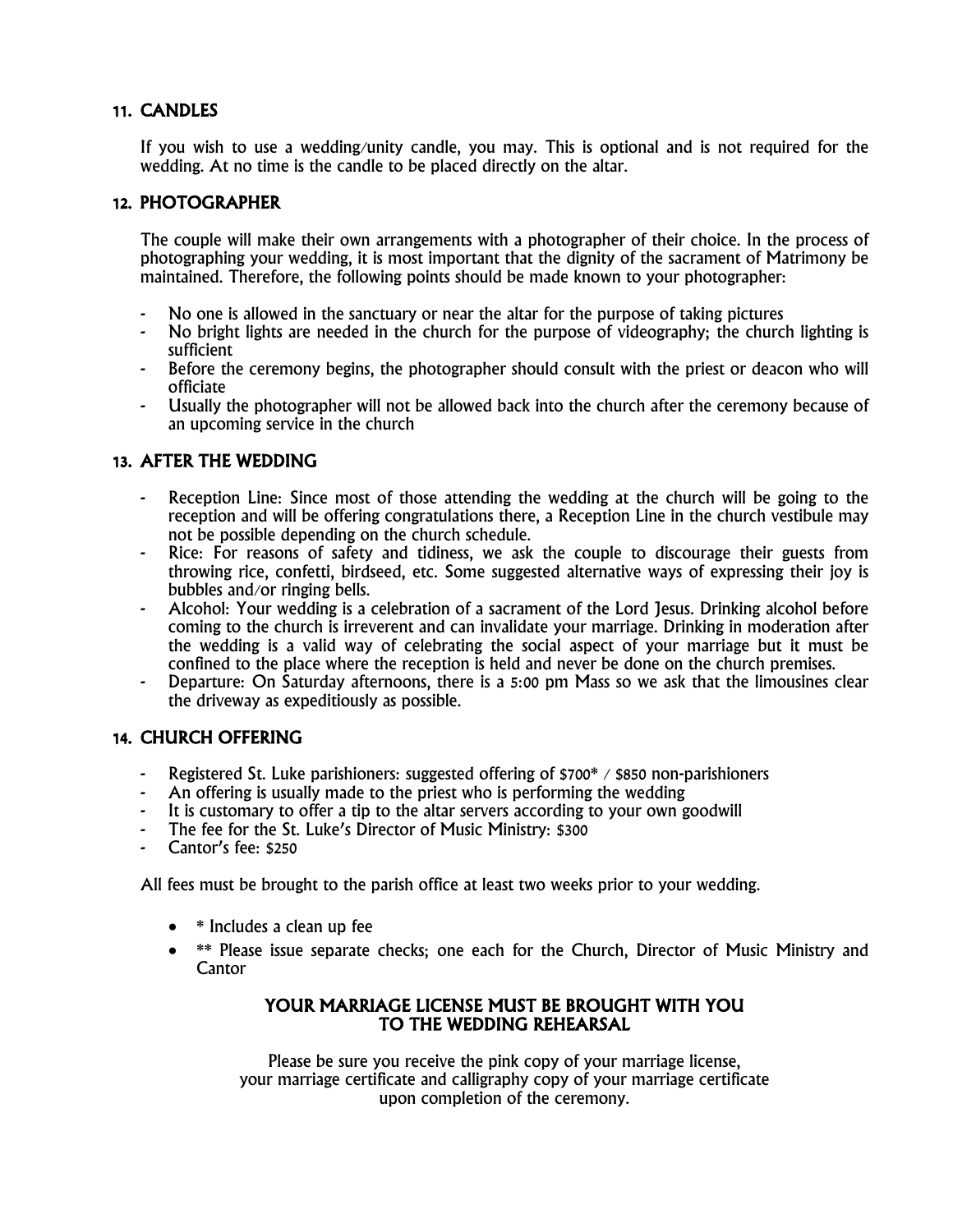## 11. CANDLES

If you wish to use a wedding/unity candle, you may. This is optional and is not required for the wedding. At no time is the candle to be placed directly on the altar.

## 12. PHOTOGRAPHER

The couple will make their own arrangements with a photographer of their choice. In the process of photographing your wedding, it is most important that the dignity of the sacrament of Matrimony be maintained. Therefore, the following points should be made known to your photographer:

- No one is allowed in the sanctuary or near the altar for the purpose of taking pictures
- No bright lights are needed in the church for the purpose of videography; the church lighting is sufficient
- Before the ceremony begins, the photographer should consult with the priest or deacon who will officiate
- Usually the photographer will not be allowed back into the church after the ceremony because of an upcoming service in the church

## 13. AFTER THE WEDDING

- Reception Line: Since most of those attending the wedding at the church will be going to the reception and will be offering congratulations there, a Reception Line in the church vestibule may not be possible depending on the church schedule.
- Rice: For reasons of safety and tidiness, we ask the couple to discourage their guests from throwing rice, confetti, birdseed, etc. Some suggested alternative ways of expressing their joy is bubbles and/or ringing bells.
- Alcohol: Your wedding is a celebration of a sacrament of the Lord Jesus. Drinking alcohol before coming to the church is irreverent and can invalidate your marriage. Drinking in moderation after the wedding is a valid way of celebrating the social aspect of your marriage but it must be confined to the place where the reception is held and never be done on the church premises.
- Departure: On Saturday afternoons, there is a 5:00 pm Mass so we ask that the limousines clear the driveway as expeditiously as possible.

## 14. CHURCH OFFERING

- Registered St. Luke parishioners: suggested offering of $700* / $850 non-parishioners
- An offering is usually made to the priest who is performing the wedding
- It is customary to offer a tip to the altar servers according to your own goodwill
- The fee for the St. Luke's Director of Music Ministry: $300
- Cantor's fee: $250

All fees must be brought to the parish office at least two weeks prior to your wedding.

- * Includes a clean up fee
- ** Please issue separate checks; one each for the Church, Director of Music Ministry and Cantor

**YOUR MARRIAGE LICENSE MUST BE BROUGHT WITH YOU TO THE WEDDING REHEARSAL**

Please be sure you receive the pink copy of your marriage license, your marriage certificate and calligraphy copy of your marriage certificate upon completion of the ceremony.